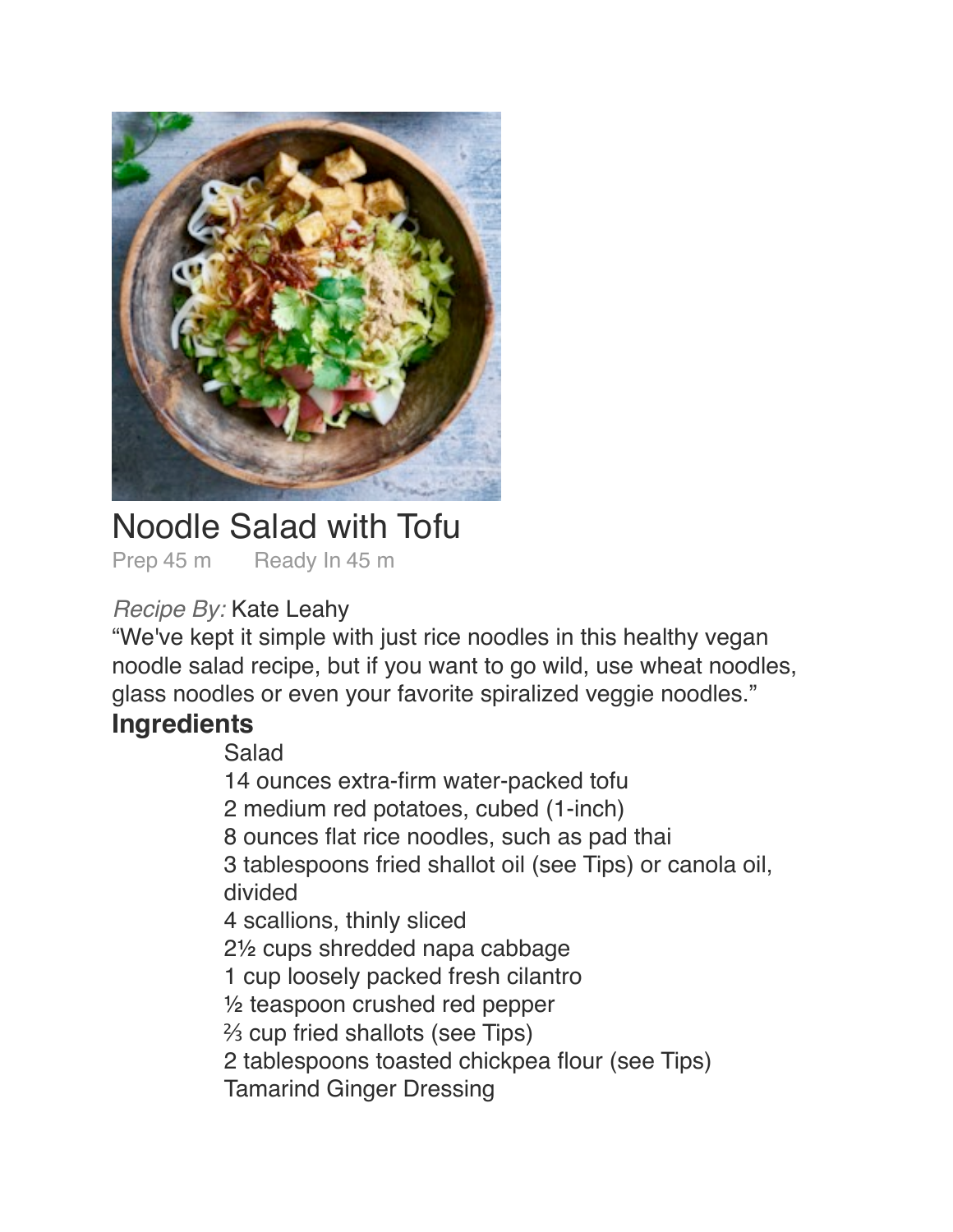# Noodle Salad with Tofu

Prep 45 m    Ready In 45 m

*Recipe By:* Kate Leahy

"We've kept it simple with just rice noodles in this healthy vegan noodle salad recipe, but if you want to go wild, use wheat noodles, glass noodles or even your favorite spiralized veggie noodles."

## Ingredients

Salad

14 ounces extra-firm water-packed tofu

2 medium red potatoes, cubed (1-inch)

8 ounces flat rice noodles, such as pad thai

3 tablespoons fried shallot oil (see Tips) or canola oil, divided

4 scallions, thinly sliced

2½ cups shredded napa cabbage

1 cup loosely packed fresh cilantro

½ teaspoon crushed red pepper

⅔ cup fried shallots (see Tips)

2 tablespoons toasted chickpea flour (see Tips)

Tamarind Ginger Dressing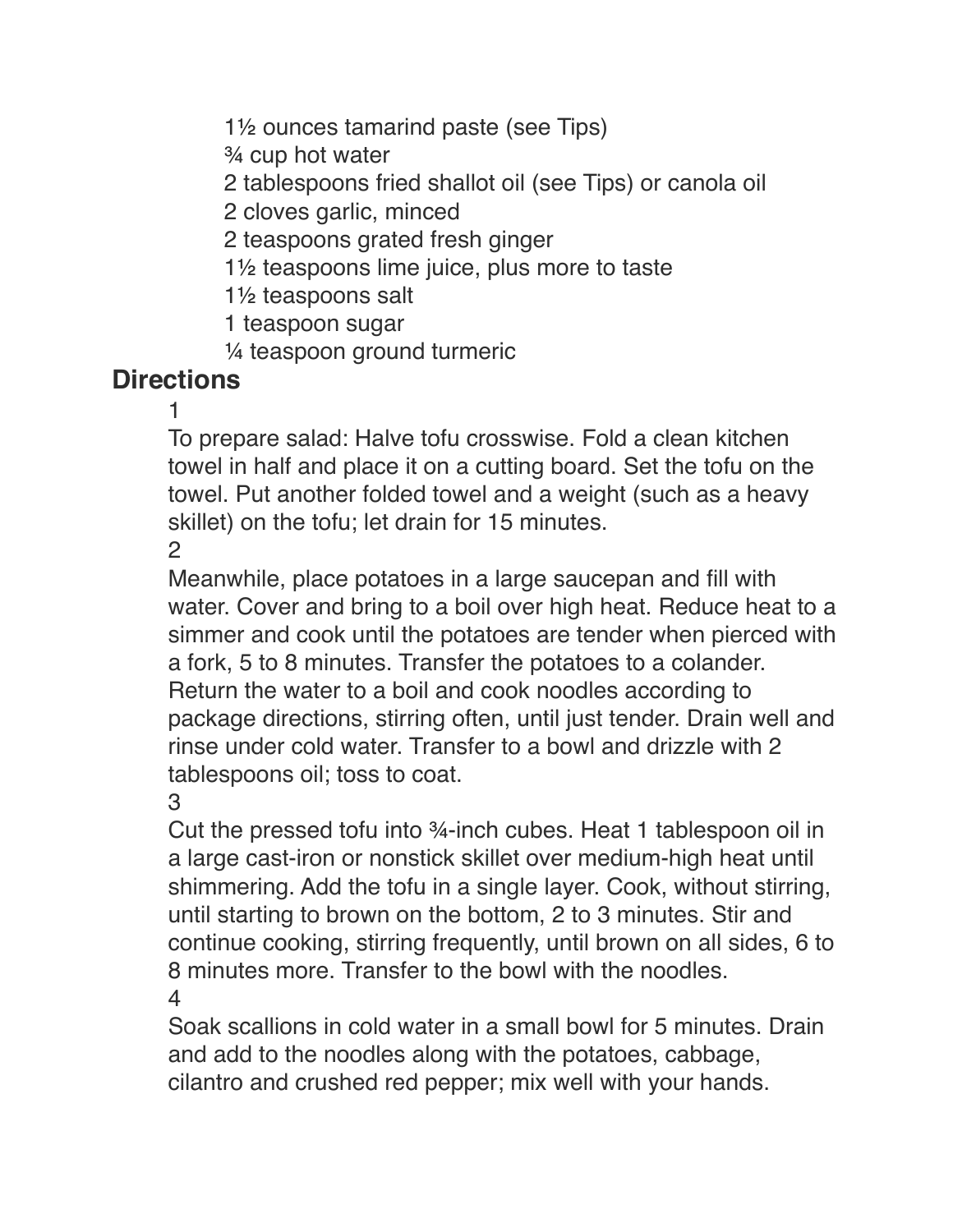- 1½ ounces tamarind paste (see Tips)
- ¾ cup hot water
- 2 tablespoons fried shallot oil (see Tips) or canola oil
- 2 cloves garlic, minced
- 2 teaspoons grated fresh ginger
- 1½ teaspoons lime juice, plus more to taste
- 1½ teaspoons salt
- 1 teaspoon sugar
- ¼ teaspoon ground turmeric

## Directions

1

To prepare salad: Halve tofu crosswise. Fold a clean kitchen towel in half and place it on a cutting board. Set the tofu on the towel. Put another folded towel and a weight (such as a heavy skillet) on the tofu; let drain for 15 minutes.

2

Meanwhile, place potatoes in a large saucepan and fill with water. Cover and bring to a boil over high heat. Reduce heat to a simmer and cook until the potatoes are tender when pierced with a fork, 5 to 8 minutes. Transfer the potatoes to a colander. Return the water to a boil and cook noodles according to package directions, stirring often, until just tender. Drain well and rinse under cold water. Transfer to a bowl and drizzle with 2 tablespoons oil; toss to coat.

3

Cut the pressed tofu into ¾-inch cubes. Heat 1 tablespoon oil in a large cast-iron or nonstick skillet over medium-high heat until shimmering. Add the tofu in a single layer. Cook, without stirring, until starting to brown on the bottom, 2 to 3 minutes. Stir and continue cooking, stirring frequently, until brown on all sides, 6 to 8 minutes more. Transfer to the bowl with the noodles.

4

Soak scallions in cold water in a small bowl for 5 minutes. Drain and add to the noodles along with the potatoes, cabbage, cilantro and crushed red pepper; mix well with your hands.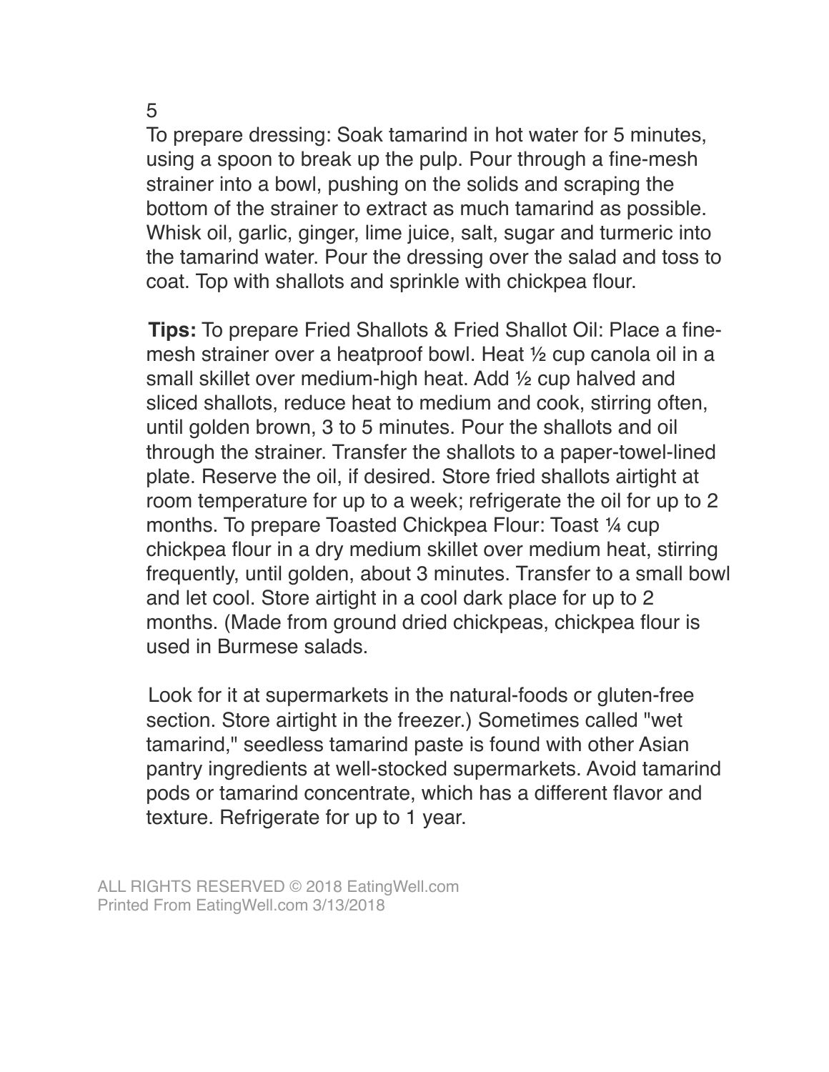5

To prepare dressing: Soak tamarind in hot water for 5 minutes, using a spoon to break up the pulp. Pour through a fine-mesh strainer into a bowl, pushing on the solids and scraping the bottom of the strainer to extract as much tamarind as possible. Whisk oil, garlic, ginger, lime juice, salt, sugar and turmeric into the tamarind water. Pour the dressing over the salad and toss to coat. Top with shallots and sprinkle with chickpea flour.

**Tips:** To prepare Fried Shallots & Fried Shallot Oil: Place a fine-mesh strainer over a heatproof bowl. Heat ½ cup canola oil in a small skillet over medium-high heat. Add ½ cup halved and sliced shallots, reduce heat to medium and cook, stirring often, until golden brown, 3 to 5 minutes. Pour the shallots and oil through the strainer. Transfer the shallots to a paper-towel-lined plate. Reserve the oil, if desired. Store fried shallots airtight at room temperature for up to a week; refrigerate the oil for up to 2 months. To prepare Toasted Chickpea Flour: Toast ¼ cup chickpea flour in a dry medium skillet over medium heat, stirring frequently, until golden, about 3 minutes. Transfer to a small bowl and let cool. Store airtight in a cool dark place for up to 2 months. (Made from ground dried chickpeas, chickpea flour is used in Burmese salads.

Look for it at supermarkets in the natural-foods or gluten-free section. Store airtight in the freezer.) Sometimes called "wet tamarind," seedless tamarind paste is found with other Asian pantry ingredients at well-stocked supermarkets. Avoid tamarind pods or tamarind concentrate, which has a different flavor and texture. Refrigerate for up to 1 year.

ALL RIGHTS RESERVED © 2018 EatingWell.com
Printed From EatingWell.com 3/13/2018